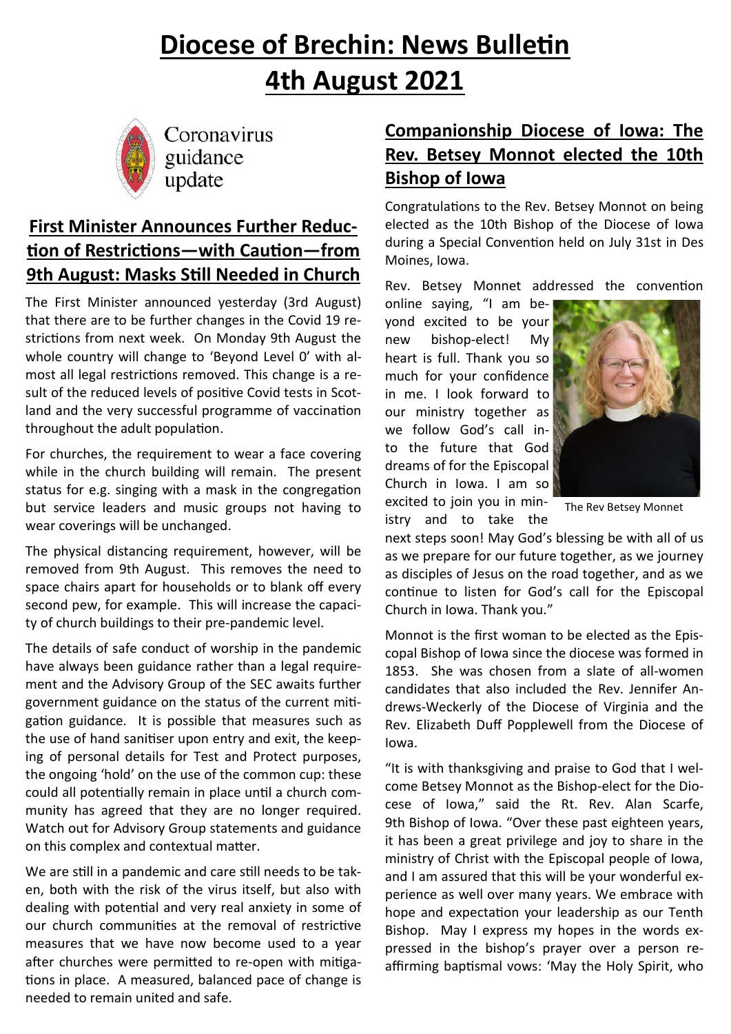# Diocese of Brechin: News Bulletin
# 4th August 2021

Coronavirus guidance update

## First Minister Announces Further Reduction of Restrictions—with Caution—from 9th August: Masks Still Needed in Church

The First Minister announced yesterday (3rd August) that there are to be further changes in the Covid 19 restrictions from next week. On Monday 9th August the whole country will change to 'Beyond Level 0' with almost all legal restrictions removed. This change is a result of the reduced levels of positive Covid tests in Scotland and the very successful programme of vaccination throughout the adult population.

For churches, the requirement to wear a face covering while in the church building will remain. The present status for e.g. singing with a mask in the congregation but service leaders and music groups not having to wear coverings will be unchanged.

The physical distancing requirement, however, will be removed from 9th August. This removes the need to space chairs apart for households or to blank off every second pew, for example. This will increase the capacity of church buildings to their pre-pandemic level.

The details of safe conduct of worship in the pandemic have always been guidance rather than a legal requirement and the Advisory Group of the SEC awaits further government guidance on the status of the current mitigation guidance. It is possible that measures such as the use of hand sanitiser upon entry and exit, the keeping of personal details for Test and Protect purposes, the ongoing 'hold' on the use of the common cup: these could all potentially remain in place until a church community has agreed that they are no longer required. Watch out for Advisory Group statements and guidance on this complex and contextual matter.

We are still in a pandemic and care still needs to be taken, both with the risk of the virus itself, but also with dealing with potential and very real anxiety in some of our church communities at the removal of restrictive measures that we have now become used to a year after churches were permitted to re-open with mitigations in place. A measured, balanced pace of change is needed to remain united and safe.

## Companionship Diocese of Iowa: The Rev. Betsey Monnot elected the 10th Bishop of Iowa

Congratulations to the Rev. Betsey Monnot on being elected as the 10th Bishop of the Diocese of Iowa during a Special Convention held on July 31st in Des Moines, Iowa.

Rev. Betsey Monnet addressed the convention online saying, "I am beyond excited to be your new bishop-elect! My heart is full. Thank you so much for your confidence in me. I look forward to our ministry together as we follow God's call into the future that God dreams of for the Episcopal Church in Iowa. I am so excited to join you in ministry and to take the next steps soon! May God's blessing be with all of us as we prepare for our future together, as we journey as disciples of Jesus on the road together, and as we continue to listen for God's call for the Episcopal Church in Iowa. Thank you."

The Rev Betsey Monnet

Monnot is the first woman to be elected as the Episcopal Bishop of Iowa since the diocese was formed in 1853. She was chosen from a slate of all-women candidates that also included the Rev. Jennifer Andrews-Weckerly of the Diocese of Virginia and the Rev. Elizabeth Duff Popplewell from the Diocese of Iowa.

"It is with thanksgiving and praise to God that I welcome Betsey Monnot as the Bishop-elect for the Diocese of Iowa," said the Rt. Rev. Alan Scarfe, 9th Bishop of Iowa. "Over these past eighteen years, it has been a great privilege and joy to share in the ministry of Christ with the Episcopal people of Iowa, and I am assured that this will be your wonderful experience as well over many years. We embrace with hope and expectation your leadership as our Tenth Bishop. May I express my hopes in the words expressed in the bishop's prayer over a person reaffirming baptismal vows: 'May the Holy Spirit, who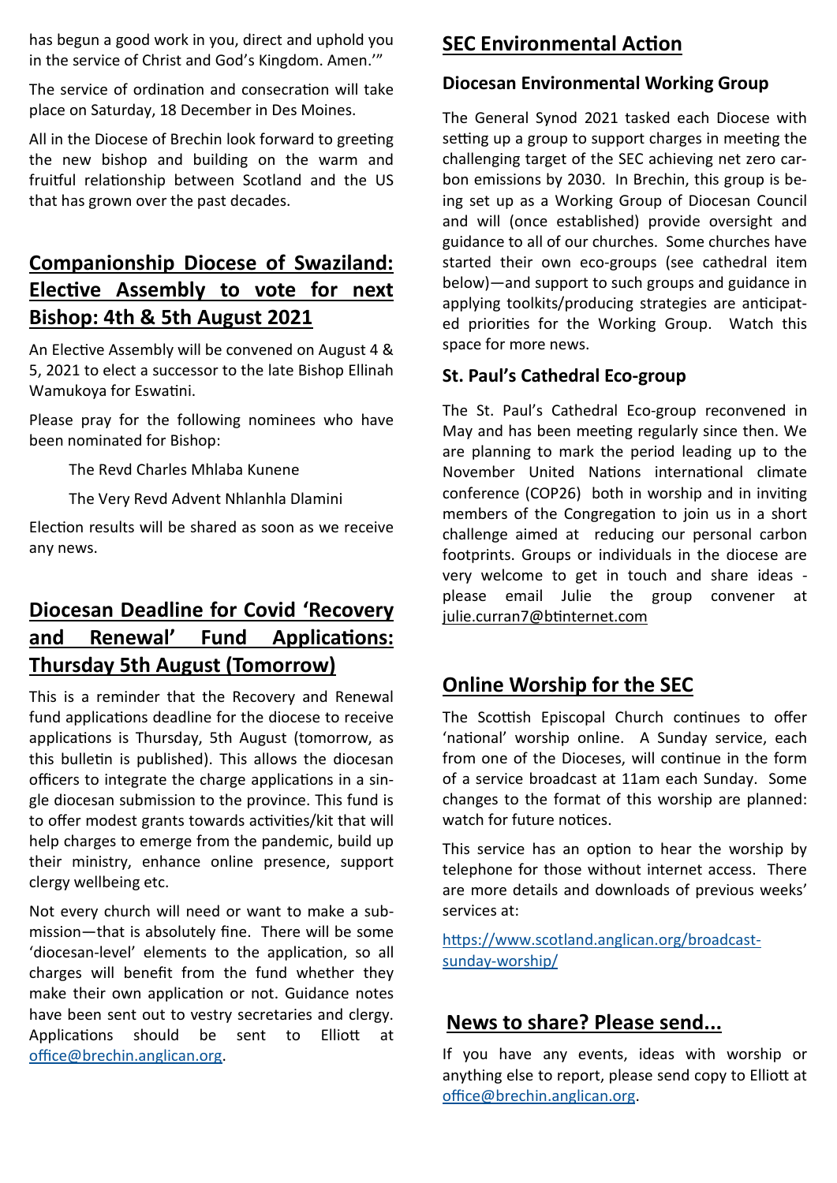has begun a good work in you, direct and uphold you in the service of Christ and God's Kingdom. Amen.'"

The service of ordination and consecration will take place on Saturday, 18 December in Des Moines.

All in the Diocese of Brechin look forward to greeting the new bishop and building on the warm and fruitful relationship between Scotland and the US that has grown over the past decades.

## Companionship Diocese of Swaziland: Elective Assembly to vote for next Bishop: 4th & 5th August 2021

An Elective Assembly will be convened on August 4 & 5, 2021 to elect a successor to the late Bishop Ellinah Wamukoya for Eswatini.

Please pray for the following nominees who have been nominated for Bishop:

The Revd Charles Mhlaba Kunene

The Very Revd Advent Nhlanhla Dlamini

Election results will be shared as soon as we receive any news.

## Diocesan Deadline for Covid 'Recovery and Renewal' Fund Applications: Thursday 5th August (Tomorrow)

This is a reminder that the Recovery and Renewal fund applications deadline for the diocese to receive applications is Thursday, 5th August (tomorrow, as this bulletin is published). This allows the diocesan officers to integrate the charge applications in a single diocesan submission to the province. This fund is to offer modest grants towards activities/kit that will help charges to emerge from the pandemic, build up their ministry, enhance online presence, support clergy wellbeing etc.

Not every church will need or want to make a submission—that is absolutely fine. There will be some 'diocesan-level' elements to the application, so all charges will benefit from the fund whether they make their own application or not. Guidance notes have been sent out to vestry secretaries and clergy. Applications should be sent to Elliott at office@brechin.anglican.org.

## SEC Environmental Action

### Diocesan Environmental Working Group

The General Synod 2021 tasked each Diocese with setting up a group to support charges in meeting the challenging target of the SEC achieving net zero carbon emissions by 2030. In Brechin, this group is being set up as a Working Group of Diocesan Council and will (once established) provide oversight and guidance to all of our churches. Some churches have started their own eco-groups (see cathedral item below)—and support to such groups and guidance in applying toolkits/producing strategies are anticipated priorities for the Working Group. Watch this space for more news.

### St. Paul's Cathedral Eco-group

The St. Paul's Cathedral Eco-group reconvened in May and has been meeting regularly since then. We are planning to mark the period leading up to the November United Nations international climate conference (COP26) both in worship and in inviting members of the Congregation to join us in a short challenge aimed at reducing our personal carbon footprints. Groups or individuals in the diocese are very welcome to get in touch and share ideas - please email Julie the group convener at julie.curran7@btinternet.com

## Online Worship for the SEC

The Scottish Episcopal Church continues to offer 'national' worship online. A Sunday service, each from one of the Dioceses, will continue in the form of a service broadcast at 11am each Sunday. Some changes to the format of this worship are planned: watch for future notices.

This service has an option to hear the worship by telephone for those without internet access. There are more details and downloads of previous weeks' services at:

https://www.scotland.anglican.org/broadcast-sunday-worship/

## News to share? Please send...

If you have any events, ideas with worship or anything else to report, please send copy to Elliott at office@brechin.anglican.org.